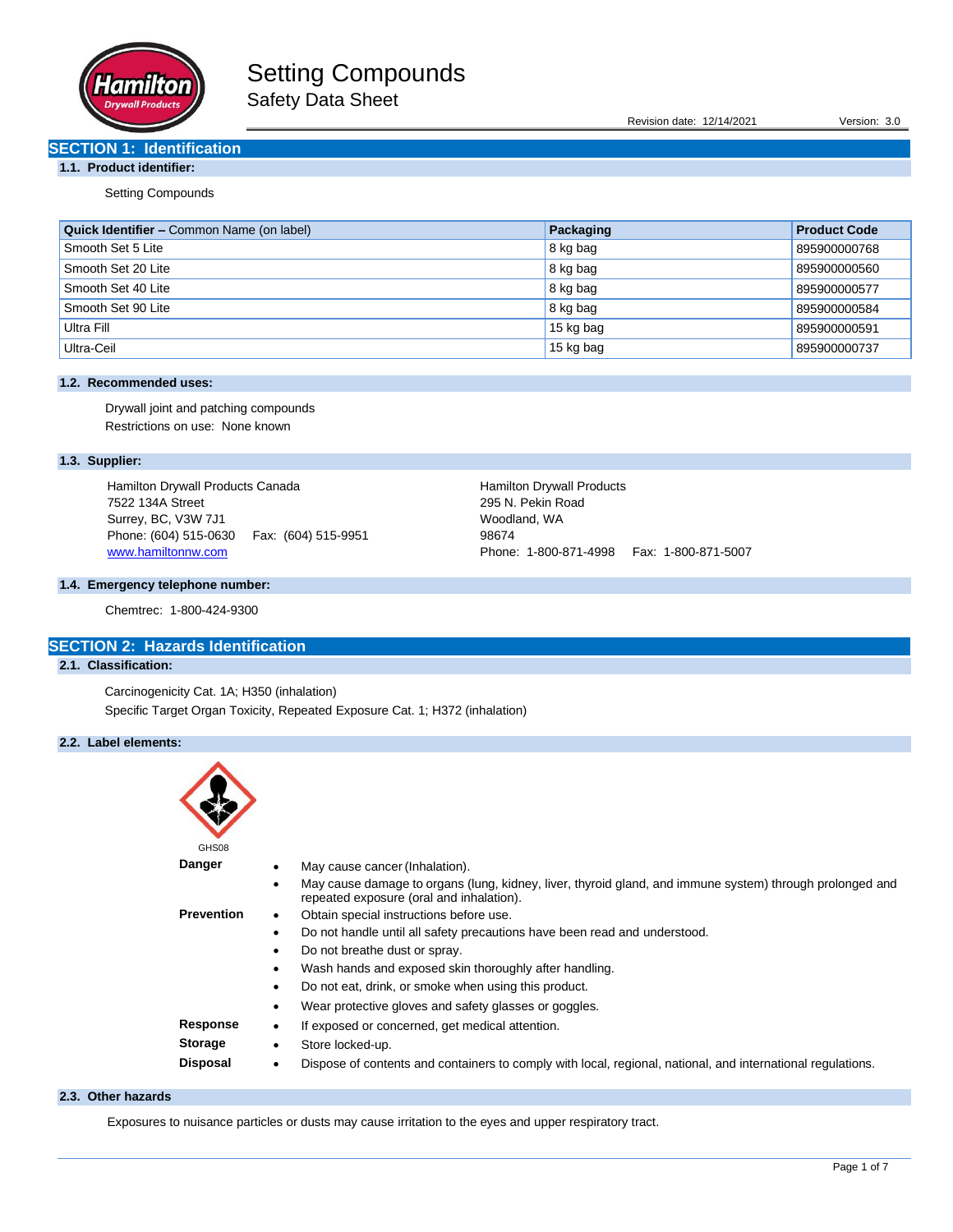# Setting Compounds

## Safety Data Sheet

Revision date: 12/14/2021 Version: 3.0

## SECTION 1: Identification

### 1.1. Product identifier:

Setting Compounds

| Quick Identifier – Common Name (on label) | Packaging | Product Code |
|---|---|---|
| Smooth Set 5 Lite | 8 kg bag | 895900000768 |
| Smooth Set 20 Lite | 8 kg bag | 895900000560 |
| Smooth Set 40 Lite | 8 kg bag | 895900000577 |
| Smooth Set 90 Lite | 8 kg bag | 895900000584 |
| Ultra Fill | 15 kg bag | 895900000591 |
| Ultra-Ceil | 15 kg bag | 895900000737 |

### 1.2. Recommended uses:

Drywall joint and patching compounds

Restrictions on use: None known

### 1.3. Supplier:

Hamilton Drywall Products Canada
7522 134A Street
Surrey, BC, V3W 7J1
Phone: (604) 515-0630 Fax: (604) 515-9951
www.hamiltonnw.com

Hamilton Drywall Products
295 N. Pekin Road
Woodland, WA
98674
Phone: 1-800-871-4998 Fax: 1-800-871-5007

### 1.4. Emergency telephone number:

Chemtrec: 1-800-424-9300

## SECTION 2: Hazards Identification

### 2.1. Classification:

Carcinogenicity Cat. 1A; H350 (inhalation)
Specific Target Organ Toxicity, Repeated Exposure Cat. 1; H372 (inhalation)

### 2.2. Label elements:

GHS08

**Danger**
- May cause cancer (Inhalation).
- May cause damage to organs (lung, kidney, liver, thyroid gland, and immune system) through prolonged and repeated exposure (oral and inhalation).

**Prevention**
- Obtain special instructions before use.
- Do not handle until all safety precautions have been read and understood.
- Do not breathe dust or spray.
- Wash hands and exposed skin thoroughly after handling.
- Do not eat, drink, or smoke when using this product.
- Wear protective gloves and safety glasses or goggles.

**Response**
- If exposed or concerned, get medical attention.

**Storage**
- Store locked-up.

**Disposal**
- Dispose of contents and containers to comply with local, regional, national, and international regulations.

### 2.3. Other hazards

Exposures to nuisance particles or dusts may cause irritation to the eyes and upper respiratory tract.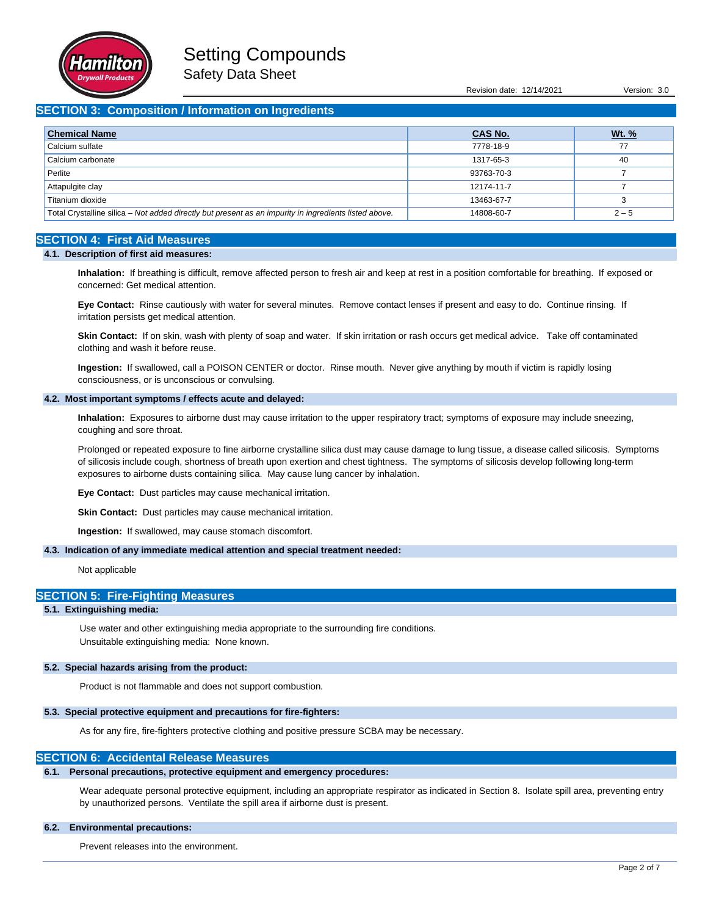## SECTION 3: Composition / Information on Ingredients

| Chemical Name | CAS No. | Wt. % |
|---|---|---|
| Calcium sulfate | 7778-18-9 | 77 |
| Calcium carbonate | 1317-65-3 | 40 |
| Perlite | 93763-70-3 | 7 |
| Attapulgite clay | 12174-11-7 | 7 |
| Titanium dioxide | 13463-67-7 | 3 |
| Total Crystalline silica – *Not added directly but present as an impurity in ingredients listed above.* | 14808-60-7 | 2 – 5 |

## SECTION 4: First Aid Measures

### 4.1. Description of first aid measures:

**Inhalation:** If breathing is difficult, remove affected person to fresh air and keep at rest in a position comfortable for breathing. If exposed or concerned: Get medical attention.

**Eye Contact:** Rinse cautiously with water for several minutes. Remove contact lenses if present and easy to do. Continue rinsing. If irritation persists get medical attention.

**Skin Contact:** If on skin, wash with plenty of soap and water. If skin irritation or rash occurs get medical advice. Take off contaminated clothing and wash it before reuse.

**Ingestion:** If swallowed, call a POISON CENTER or doctor. Rinse mouth. Never give anything by mouth if victim is rapidly losing consciousness, or is unconscious or convulsing.

### 4.2. Most important symptoms / effects acute and delayed:

**Inhalation:** Exposures to airborne dust may cause irritation to the upper respiratory tract; symptoms of exposure may include sneezing, coughing and sore throat.

Prolonged or repeated exposure to fine airborne crystalline silica dust may cause damage to lung tissue, a disease called silicosis. Symptoms of silicosis include cough, shortness of breath upon exertion and chest tightness. The symptoms of silicosis develop following long-term exposures to airborne dusts containing silica. May cause lung cancer by inhalation.

**Eye Contact:** Dust particles may cause mechanical irritation.

**Skin Contact:** Dust particles may cause mechanical irritation.

**Ingestion:** If swallowed, may cause stomach discomfort.

### 4.3. Indication of any immediate medical attention and special treatment needed:

Not applicable

## SECTION 5: Fire-Fighting Measures

### 5.1. Extinguishing media:

Use water and other extinguishing media appropriate to the surrounding fire conditions.
Unsuitable extinguishing media: None known.

### 5.2. Special hazards arising from the product:

Product is not flammable and does not support combustion.

### 5.3. Special protective equipment and precautions for fire-fighters:

As for any fire, fire-fighters protective clothing and positive pressure SCBA may be necessary.

## SECTION 6: Accidental Release Measures

### 6.1. Personal precautions, protective equipment and emergency procedures:

Wear adequate personal protective equipment, including an appropriate respirator as indicated in Section 8. Isolate spill area, preventing entry by unauthorized persons. Ventilate the spill area if airborne dust is present.

### 6.2. Environmental precautions:

Prevent releases into the environment.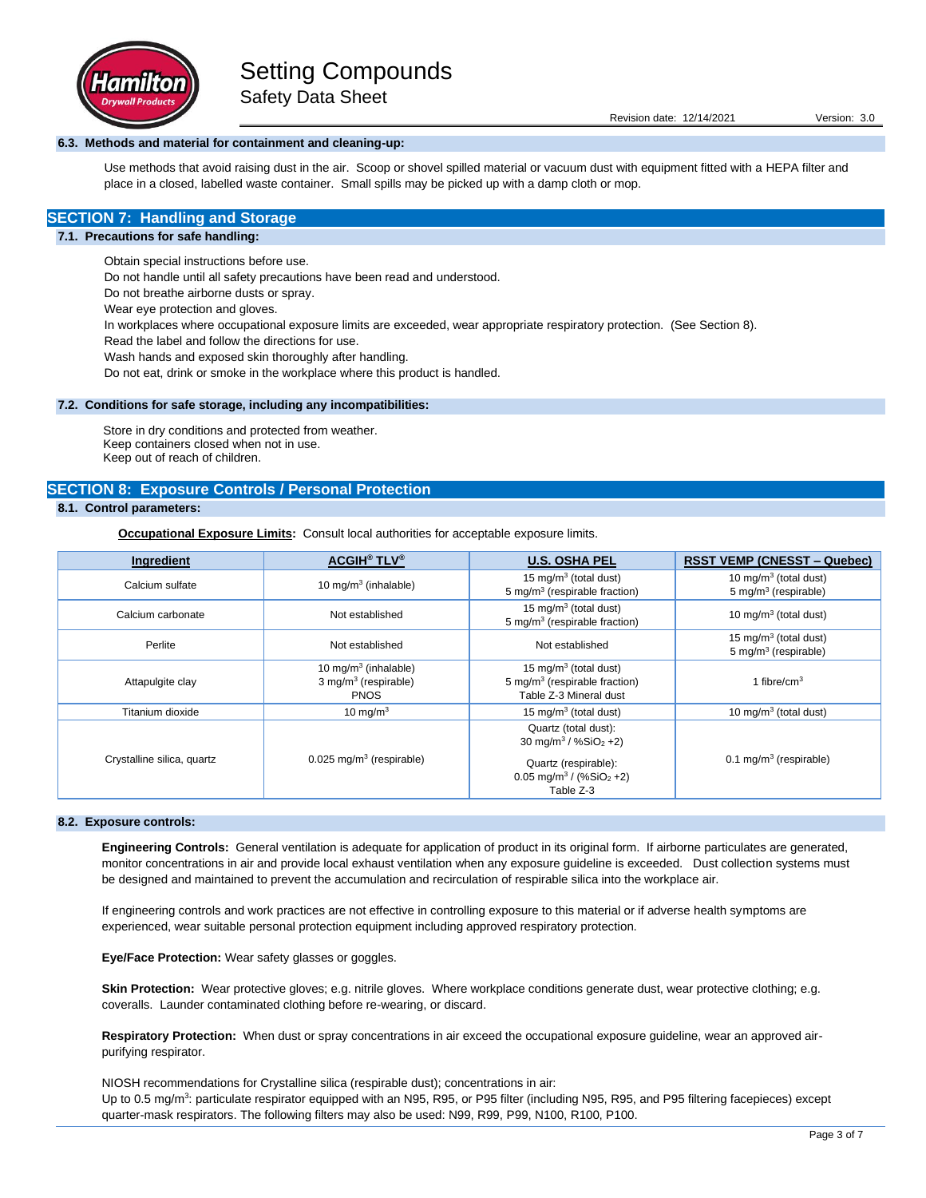### 6.3. Methods and material for containment and cleaning-up:

Use methods that avoid raising dust in the air. Scoop or shovel spilled material or vacuum dust with equipment fitted with a HEPA filter and place in a closed, labelled waste container. Small spills may be picked up with a damp cloth or mop.

## SECTION 7: Handling and Storage

### 7.1. Precautions for safe handling:

Obtain special instructions before use.
Do not handle until all safety precautions have been read and understood.
Do not breathe airborne dusts or spray.
Wear eye protection and gloves.
In workplaces where occupational exposure limits are exceeded, wear appropriate respiratory protection. (See Section 8).
Read the label and follow the directions for use.
Wash hands and exposed skin thoroughly after handling.
Do not eat, drink or smoke in the workplace where this product is handled.

### 7.2. Conditions for safe storage, including any incompatibilities:

Store in dry conditions and protected from weather.
Keep containers closed when not in use.
Keep out of reach of children.

## SECTION 8: Exposure Controls / Personal Protection

### 8.1. Control parameters:

**Occupational Exposure Limits:** Consult local authorities for acceptable exposure limits.

| Ingredient | ACGIH® TLV® | U.S. OSHA PEL | RSST VEMP (CNESST – Quebec) |
|---|---|---|---|
| Calcium sulfate | 10 mg/m$^3$ (inhalable) | 15 mg/m$^3$ (total dust)<br>5 mg/m$^3$ (respirable fraction) | 10 mg/m$^3$ (total dust)<br>5 mg/m$^3$ (respirable) |
| Calcium carbonate | Not established | 15 mg/m$^3$ (total dust)<br>5 mg/m$^3$ (respirable fraction) | 10 mg/m$^3$ (total dust) |
| Perlite | Not established | Not established | 15 mg/m$^3$ (total dust)<br>5 mg/m$^3$ (respirable) |
| Attapulgite clay | 10 mg/m$^3$ (inhalable)<br>3 mg/m$^3$ (respirable)<br>PNOS | 15 mg/m$^3$ (total dust)<br>5 mg/m$^3$ (respirable fraction)<br>Table Z-3 Mineral dust | 1 fibre/cm$^3$ |
| Titanium dioxide | 10 mg/m$^3$ | 15 mg/m$^3$ (total dust) | 10 mg/m$^3$ (total dust) |
| Crystalline silica, quartz | 0.025 mg/m$^3$ (respirable) | Quartz (total dust):<br>30 mg/m$^3$ / %$SiO_2$ +2)<br>Quartz (respirable):<br>0.05 mg/m$^3$ / (%$SiO_2$ +2)<br>Table Z-3 | 0.1 mg/m$^3$ (respirable) |

### 8.2. Exposure controls:

**Engineering Controls:** General ventilation is adequate for application of product in its original form. If airborne particulates are generated, monitor concentrations in air and provide local exhaust ventilation when any exposure guideline is exceeded. Dust collection systems must be designed and maintained to prevent the accumulation and recirculation of respirable silica into the workplace air.

If engineering controls and work practices are not effective in controlling exposure to this material or if adverse health symptoms are experienced, wear suitable personal protection equipment including approved respiratory protection.

**Eye/Face Protection:** Wear safety glasses or goggles.

**Skin Protection:** Wear protective gloves; e.g. nitrile gloves. Where workplace conditions generate dust, wear protective clothing; e.g. coveralls. Launder contaminated clothing before re-wearing, or discard.

**Respiratory Protection:** When dust or spray concentrations in air exceed the occupational exposure guideline, wear an approved air-purifying respirator.

NIOSH recommendations for Crystalline silica (respirable dust); concentrations in air:
Up to 0.5 mg/m$^3$: particulate respirator equipped with an N95, R95, or P95 filter (including N95, R95, and P95 filtering facepieces) except quarter-mask respirators. The following filters may also be used: N99, R99, P99, N100, R100, P100.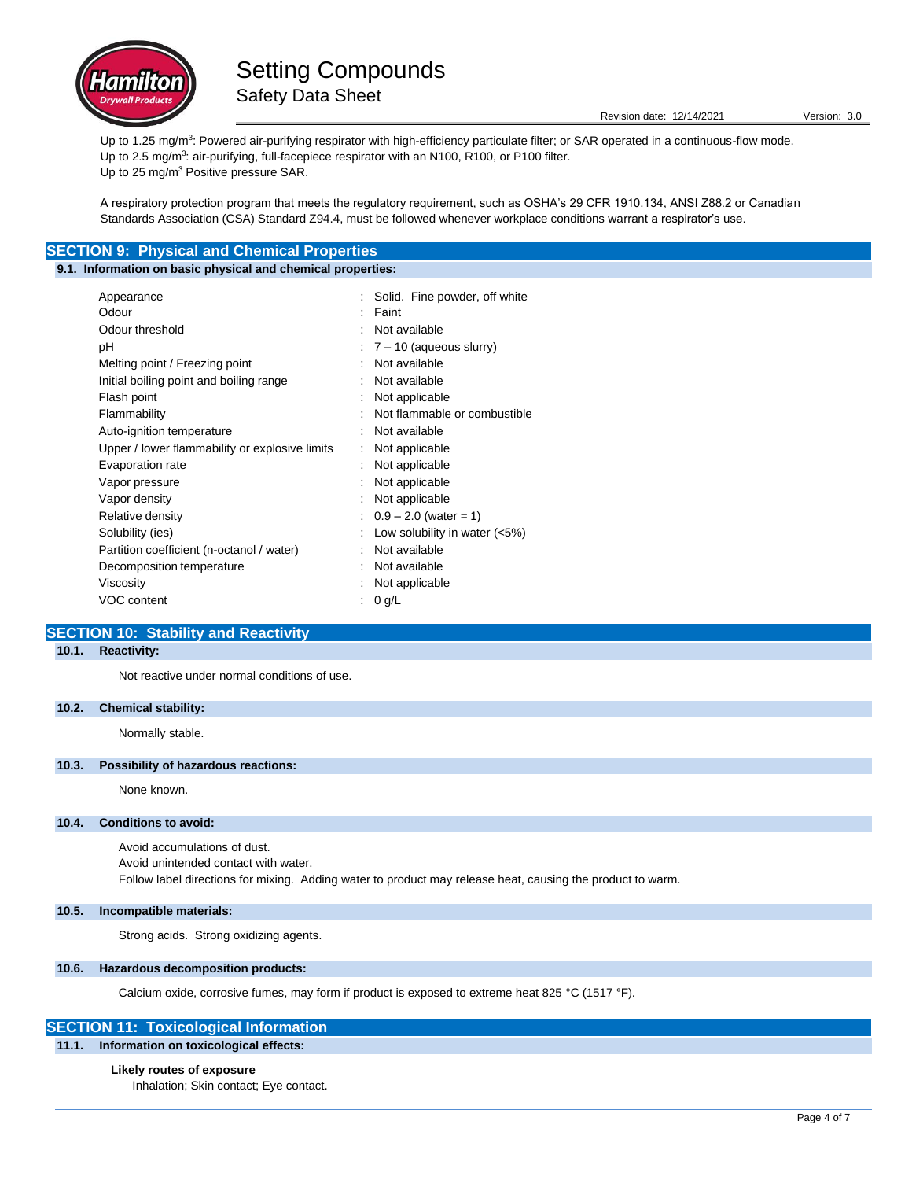Up to 1.25 mg/m$^3$: Powered air-purifying respirator with high-efficiency particulate filter; or SAR operated in a continuous-flow mode.
Up to 2.5 mg/m$^3$: air-purifying, full-facepiece respirator with an N100, R100, or P100 filter.
Up to 25 mg/m$^3$ Positive pressure SAR.

A respiratory protection program that meets the regulatory requirement, such as OSHA's 29 CFR 1910.134, ANSI Z88.2 or Canadian Standards Association (CSA) Standard Z94.4, must be followed whenever workplace conditions warrant a respirator's use.

## SECTION 9: Physical and Chemical Properties

### 9.1. Information on basic physical and chemical properties:

| Property | Value |
| --- | --- |
| Appearance | Solid. Fine powder, off white |
| Odour | Faint |
| Odour threshold | Not available |
| pH | 7 – 10 (aqueous slurry) |
| Melting point / Freezing point | Not available |
| Initial boiling point and boiling range | Not available |
| Flash point | Not applicable |
| Flammability | Not flammable or combustible |
| Auto-ignition temperature | Not available |
| Upper / lower flammability or explosive limits | Not applicable |
| Evaporation rate | Not applicable |
| Vapor pressure | Not applicable |
| Vapor density | Not applicable |
| Relative density | 0.9 – 2.0 (water = 1) |
| Solubility (ies) | Low solubility in water (<5%) |
| Partition coefficient (n-octanol / water) | Not available |
| Decomposition temperature | Not available |
| Viscosity | Not applicable |
| VOC content | 0 g/L |

## SECTION 10: Stability and Reactivity

### 10.1. Reactivity:

Not reactive under normal conditions of use.

### 10.2. Chemical stability:

Normally stable.

### 10.3. Possibility of hazardous reactions:

None known.

### 10.4. Conditions to avoid:

Avoid accumulations of dust.
Avoid unintended contact with water.
Follow label directions for mixing. Adding water to product may release heat, causing the product to warm.

### 10.5. Incompatible materials:

Strong acids. Strong oxidizing agents.

### 10.6. Hazardous decomposition products:

Calcium oxide, corrosive fumes, may form if product is exposed to extreme heat 825 °C (1517 °F).

## SECTION 11: Toxicological Information

### 11.1. Information on toxicological effects:

**Likely routes of exposure**

Inhalation; Skin contact; Eye contact.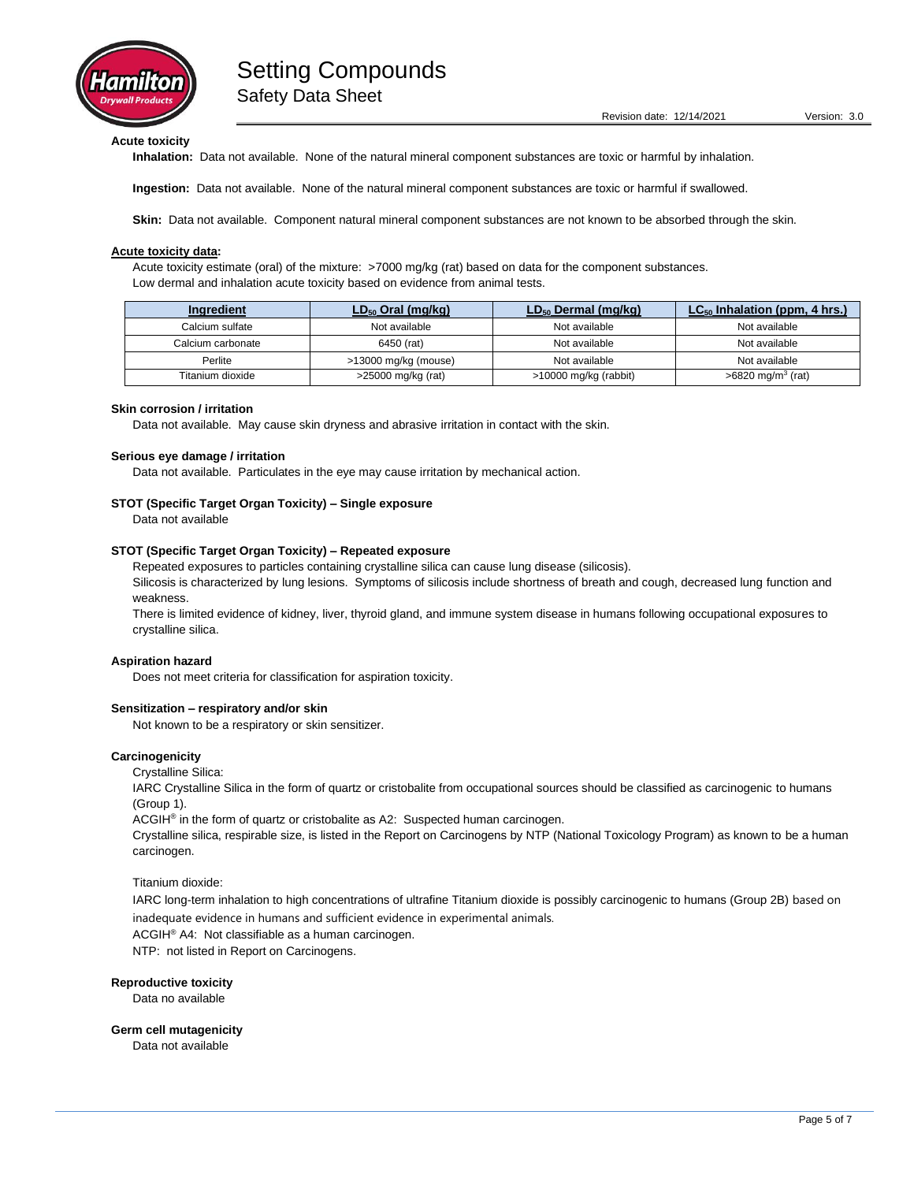**Acute toxicity**

**Inhalation:** Data not available. None of the natural mineral component substances are toxic or harmful by inhalation.

**Ingestion:** Data not available. None of the natural mineral component substances are toxic or harmful if swallowed.

**Skin:** Data not available. Component natural mineral component substances are not known to be absorbed through the skin.

**Acute toxicity data:**

Acute toxicity estimate (oral) of the mixture: >7000 mg/kg (rat) based on data for the component substances.
Low dermal and inhalation acute toxicity based on evidence from animal tests.

| Ingredient | $LD_{50}$ Oral (mg/kg) | $LD_{50}$ Dermal (mg/kg) | $LC_{50}$ Inhalation (ppm, 4 hrs.) |
|---|---|---|---|
| Calcium sulfate | Not available | Not available | Not available |
| Calcium carbonate | 6450 (rat) | Not available | Not available |
| Perlite | >13000 mg/kg (mouse) | Not available | Not available |
| Titanium dioxide | >25000 mg/kg (rat) | >10000 mg/kg (rabbit) | >6820 $mg/m^3$ (rat) |

**Skin corrosion / irritation**

Data not available. May cause skin dryness and abrasive irritation in contact with the skin.

**Serious eye damage / irritation**

Data not available. Particulates in the eye may cause irritation by mechanical action.

**STOT (Specific Target Organ Toxicity) – Single exposure**

Data not available

**STOT (Specific Target Organ Toxicity) – Repeated exposure**

Repeated exposures to particles containing crystalline silica can cause lung disease (silicosis).
Silicosis is characterized by lung lesions. Symptoms of silicosis include shortness of breath and cough, decreased lung function and weakness.
There is limited evidence of kidney, liver, thyroid gland, and immune system disease in humans following occupational exposures to crystalline silica.

**Aspiration hazard**

Does not meet criteria for classification for aspiration toxicity.

**Sensitization – respiratory and/or skin**

Not known to be a respiratory or skin sensitizer.

**Carcinogenicity**

Crystalline Silica:
IARC Crystalline Silica in the form of quartz or cristobalite from occupational sources should be classified as carcinogenic to humans (Group 1).
ACGIH® in the form of quartz or cristobalite as A2: Suspected human carcinogen.
Crystalline silica, respirable size, is listed in the Report on Carcinogens by NTP (National Toxicology Program) as known to be a human carcinogen.

Titanium dioxide:
IARC long-term inhalation to high concentrations of ultrafine Titanium dioxide is possibly carcinogenic to humans (Group 2B) based on inadequate evidence in humans and sufficient evidence in experimental animals.
ACGIH® A4: Not classifiable as a human carcinogen.
NTP: not listed in Report on Carcinogens.

**Reproductive toxicity**

Data no available

**Germ cell mutagenicity**

Data not available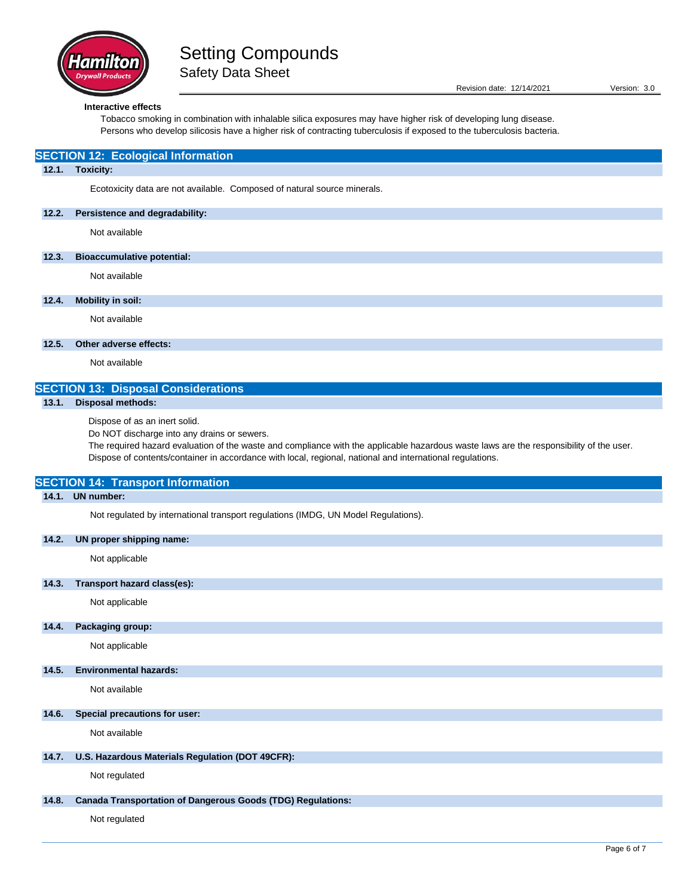**Interactive effects**

Tobacco smoking in combination with inhalable silica exposures may have higher risk of developing lung disease.
Persons who develop silicosis have a higher risk of contracting tuberculosis if exposed to the tuberculosis bacteria.

## SECTION 12: Ecological Information

### 12.1. Toxicity:

Ecotoxicity data are not available. Composed of natural source minerals.

### 12.2. Persistence and degradability:

Not available

### 12.3. Bioaccumulative potential:

Not available

### 12.4. Mobility in soil:

Not available

### 12.5. Other adverse effects:

Not available

## SECTION 13: Disposal Considerations

### 13.1. Disposal methods:

Dispose of as an inert solid.
Do NOT discharge into any drains or sewers.
The required hazard evaluation of the waste and compliance with the applicable hazardous waste laws are the responsibility of the user.
Dispose of contents/container in accordance with local, regional, national and international regulations.

## SECTION 14: Transport Information

### 14.1. UN number:

Not regulated by international transport regulations (IMDG, UN Model Regulations).

### 14.2. UN proper shipping name:

Not applicable

### 14.3. Transport hazard class(es):

Not applicable

### 14.4. Packaging group:

Not applicable

### 14.5. Environmental hazards:

Not available

### 14.6. Special precautions for user:

Not available

### 14.7. U.S. Hazardous Materials Regulation (DOT 49CFR):

Not regulated

### 14.8. Canada Transportation of Dangerous Goods (TDG) Regulations:

Not regulated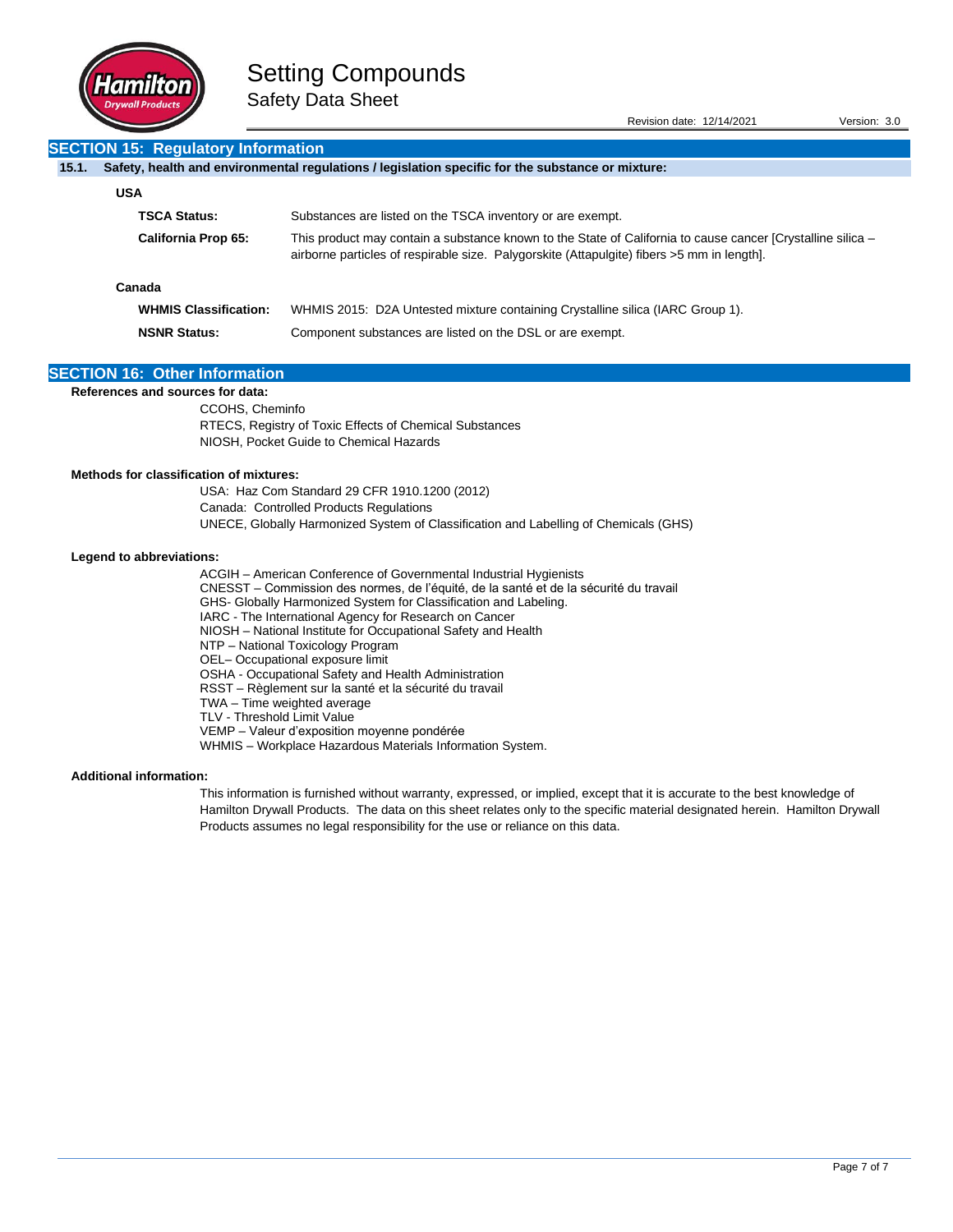## SECTION 15: Regulatory Information

### 15.1. Safety, health and environmental regulations / legislation specific for the substance or mixture:

**USA**

| | |
|---|---|
| **TSCA Status:** | Substances are listed on the TSCA inventory or are exempt. |
| **California Prop 65:** | This product may contain a substance known to the State of California to cause cancer [Crystalline silica – airborne particles of respirable size. Palygorskite (Attapulgite) fibers >5 mm in length]. |

**Canada**

| | |
|---|---|
| **WHMIS Classification:** | WHMIS 2015: D2A Untested mixture containing Crystalline silica (IARC Group 1). |
| **NSNR Status:** | Component substances are listed on the DSL or are exempt. |

## SECTION 16: Other Information

**References and sources for data:**

CCOHS, Cheminfo
RTECS, Registry of Toxic Effects of Chemical Substances
NIOSH, Pocket Guide to Chemical Hazards

**Methods for classification of mixtures:**

USA: Haz Com Standard 29 CFR 1910.1200 (2012)
Canada: Controlled Products Regulations
UNECE, Globally Harmonized System of Classification and Labelling of Chemicals (GHS)

**Legend to abbreviations:**

ACGIH – American Conference of Governmental Industrial Hygienists
CNESST – Commission des normes, de l'équité, de la santé et de la sécurité du travail
GHS- Globally Harmonized System for Classification and Labeling.
IARC - The International Agency for Research on Cancer
NIOSH – National Institute for Occupational Safety and Health
NTP – National Toxicology Program
OEL– Occupational exposure limit
OSHA - Occupational Safety and Health Administration
RSST – Règlement sur la santé et la sécurité du travail
TWA – Time weighted average
TLV - Threshold Limit Value
VEMP – Valeur d'exposition moyenne pondérée
WHMIS – Workplace Hazardous Materials Information System.

**Additional information:**

This information is furnished without warranty, expressed, or implied, except that it is accurate to the best knowledge of Hamilton Drywall Products. The data on this sheet relates only to the specific material designated herein. Hamilton Drywall Products assumes no legal responsibility for the use or reliance on this data.